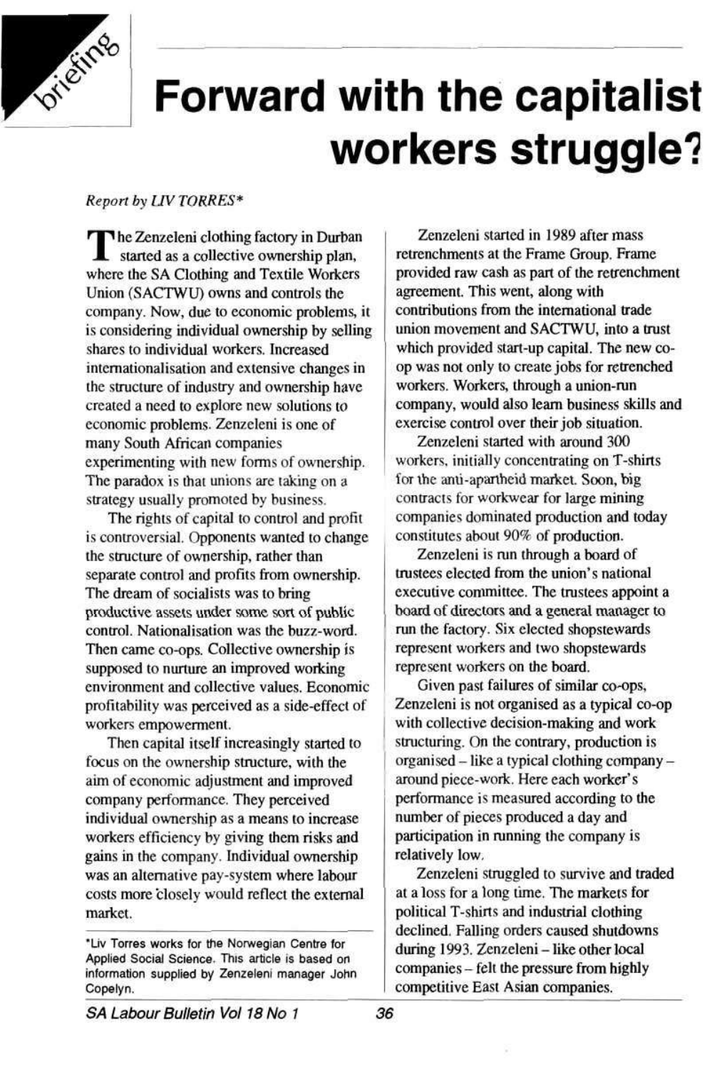briefing

# Forward with the capitalist workers struggle?

*Report by LIV TORRES**

The Zenzeleni clothing factory in Durban started as a collective ownership plan, where the SA Clothing and Textile Workers Union (SACTWU) owns and controls the company. Now, due to economic problems, it is considering individual ownership by selling shares to individual workers. Increased internationalisation and extensive changes in the structure of industry and ownership have created a need to explore new solutions to economic problems. Zenzeleni is one of many South African companies experimenting with new forms of ownership. The paradox is that unions are taking on a strategy usually promoted by business.

The rights of capital to control and profit is controversial. Opponents wanted to change the structure of ownership, rather than separate control and profits from ownership. The dream of socialists was to bring productive assets under some sort of public control. Nationalisation was the buzz-word. Then came co-ops. Collective ownership is supposed to nurture an improved working environment and collective values. Economic profitability was perceived as a side-effect of workers empowerment.

Then capital itself increasingly started to focus on the ownership structure, with the aim of economic adjustment and improved company performance. They perceived individual ownership as a means to increase workers efficiency by giving them risks and gains in the company. Individual ownership was an alternative pay-system where labour costs more closely would reflect the external market.

*Liv Torres works for the Norwegian Centre for Applied Social Science. This article is based on information supplied by Zenzeleni manager John Copelyn.

Zenzeleni started in 1989 after mass retrenchments at the Frame Group. Frame provided raw cash as part of the retrenchment agreement. This went, along with contributions from the international trade union movement and SACTWU, into a trust which provided start-up capital. The new co-op was not only to create jobs for retrenched workers. Workers, through a union-run company, would also learn business skills and exercise control over their job situation.

Zenzeleni started with around 300 workers, initially concentrating on T-shirts for the anti-apartheid market. Soon, big contracts for workwear for large mining companies dominated production and today constitutes about 90% of production.

Zenzeleni is run through a board of trustees elected from the union's national executive committee. The trustees appoint a board of directors and a general manager to run the factory. Six elected shopstewards represent workers and two shopstewards represent workers on the board.

Given past failures of similar co-ops, Zenzeleni is not organised as a typical co-op with collective decision-making and work structuring. On the contrary, production is organised – like a typical clothing company – around piece-work. Here each worker's performance is measured according to the number of pieces produced a day and participation in running the company is relatively low.

Zenzeleni struggled to survive and traded at a loss for a long time. The markets for political T-shirts and industrial clothing declined. Falling orders caused shutdowns during 1993. Zenzeleni – like other local companies – felt the pressure from highly competitive East Asian companies.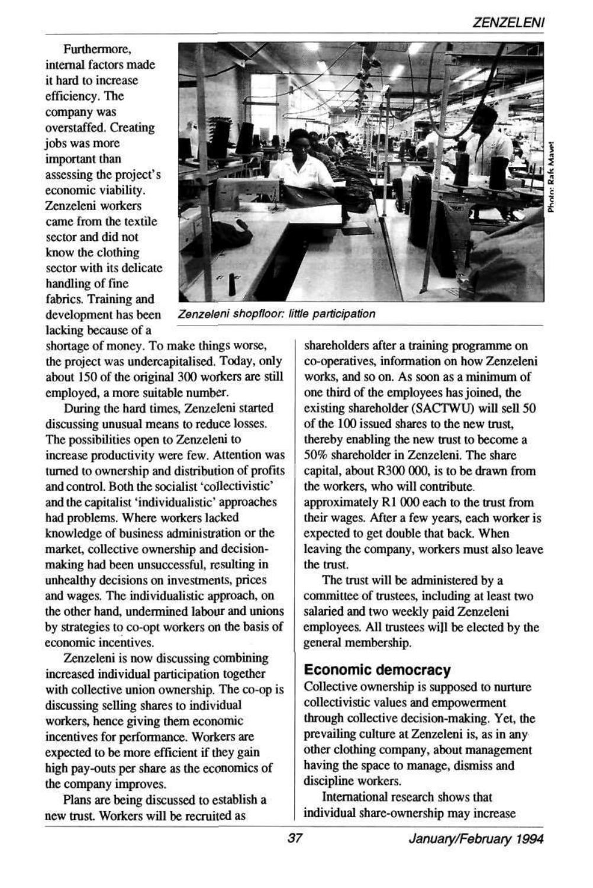Furthermore, internal factors made it hard to increase efficiency. The company was overstaffed. Creating jobs was more important than assessing the project's economic viability. Zenzeleni workers came from the textile sector and did not know the clothing sector with its delicate handling of fine fabrics. Training and development has been lacking because of a shortage of money. To make things worse, the project was undercapitalised. Today, only about 150 of the original 300 workers are still employed, a more suitable number.

*Zenzeleni shopfloor: little participation*

During the hard times, Zenzeleni started discussing unusual means to reduce losses. The possibilities open to Zenzeleni to increase productivity were few. Attention was turned to ownership and distribution of profits and control. Both the socialist 'collectivistic' and the capitalist 'individualistic' approaches had problems. Where workers lacked knowledge of business administration or the market, collective ownership and decision-making had been unsuccessful, resulting in unhealthy decisions on investments, prices and wages. The individualistic approach, on the other hand, undermined labour and unions by strategies to co-opt workers on the basis of economic incentives.

Zenzeleni is now discussing combining increased individual participation together with collective union ownership. The co-op is discussing selling shares to individual workers, hence giving them economic incentives for performance. Workers are expected to be more efficient if they gain high pay-outs per share as the economics of the company improves.

Plans are being discussed to establish a new trust. Workers will be recruited as shareholders after a training programme on co-operatives, information on how Zenzeleni works, and so on. As soon as a minimum of one third of the employees has joined, the existing shareholder (SACTWU) will sell 50 of the 100 issued shares to the new trust, thereby enabling the new trust to become a 50% shareholder in Zenzeleni. The share capital, about R300 000, is to be drawn from the workers, who will contribute approximately R1 000 each to the trust from their wages. After a few years, each worker is expected to get double that back. When leaving the company, workers must also leave the trust.

The trust will be administered by a committee of trustees, including at least two salaried and two weekly paid Zenzeleni employees. All trustees will be elected by the general membership.

## Economic democracy

Collective ownership is supposed to nurture collectivistic values and empowerment through collective decision-making. Yet, the prevailing culture at Zenzeleni is, as in any other clothing company, about management having the space to manage, dismiss and discipline workers.

International research shows that individual share-ownership may increase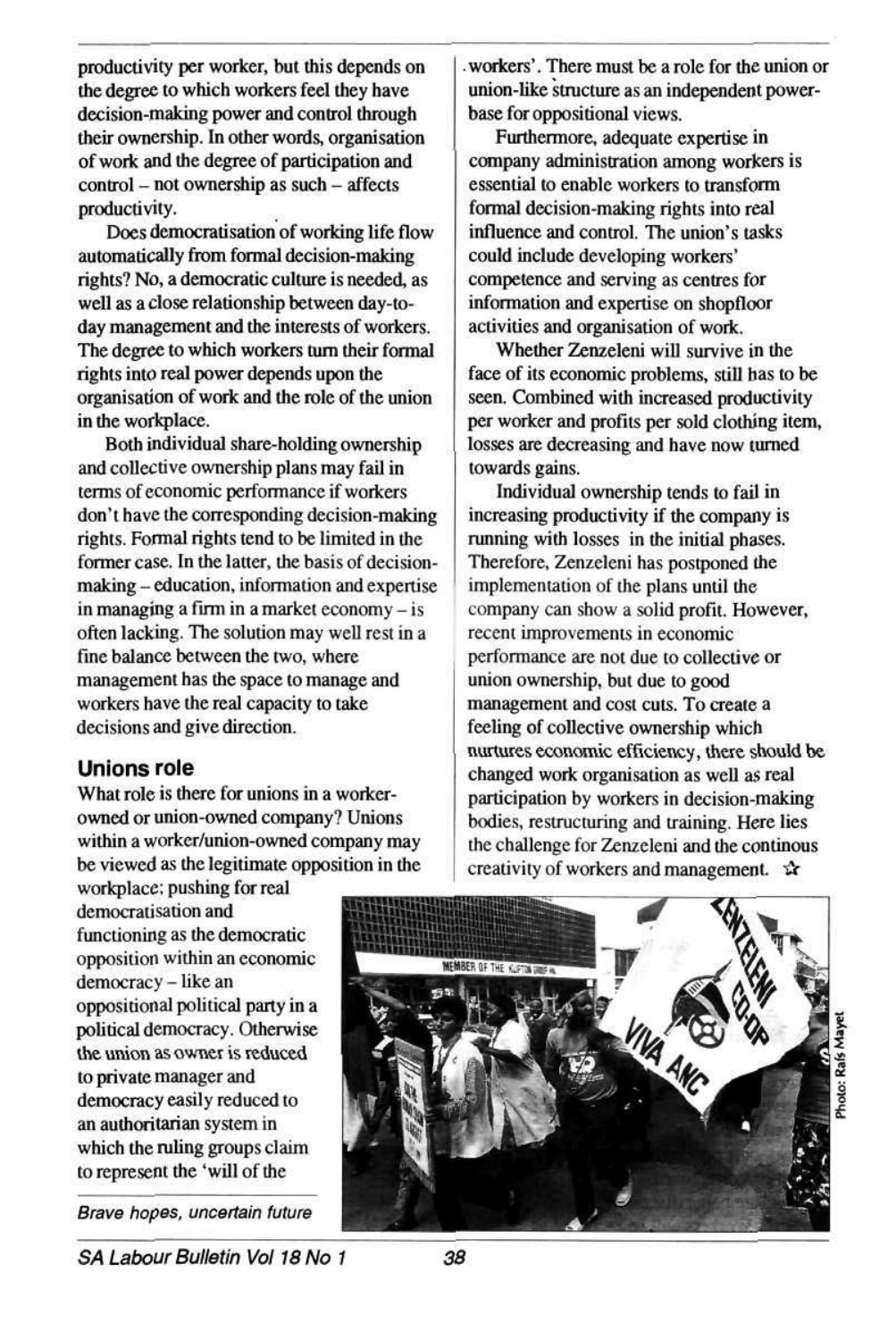productivity per worker, but this depends on the degree to which workers feel they have decision-making power and control through their ownership. In other words, organisation of work and the degree of participation and control – not ownership as such – affects productivity.

Does democratisation of working life flow automatically from formal decision-making rights? No, a democratic culture is needed, as well as a close relationship between day-to-day management and the interests of workers. The degree to which workers turn their formal rights into real power depends upon the organisation of work and the role of the union in the workplace.

Both individual share-holding ownership and collective ownership plans may fail in terms of economic performance if workers don't have the corresponding decision-making rights. Formal rights tend to be limited in the former case. In the latter, the basis of decision-making – education, information and expertise in managing a firm in a market economy – is often lacking. The solution may well rest in a fine balance between the two, where management has the space to manage and workers have the real capacity to take decisions and give direction.

## Unions role

What role is there for unions in a worker-owned or union-owned company? Unions within a worker/union-owned company may be viewed as the legitimate opposition in the workplace; pushing for real democratisation and functioning as the democratic opposition within an economic democracy – like an oppositional political party in a political democracy. Otherwise the union as owner is reduced to private manager and democracy easily reduced to an authoritarian system in which the ruling groups claim to represent the 'will of the workers'. There must be a role for the union or union-like structure as an independent power-base for oppositional views.

Furthermore, adequate expertise in company administration among workers is essential to enable workers to transform formal decision-making rights into real influence and control. The union's tasks could include developing workers' competence and serving as centres for information and expertise on shopfloor activities and organisation of work.

Whether Zenzeleni will survive in the face of its economic problems, still has to be seen. Combined with increased productivity per worker and profits per sold clothing item, losses are decreasing and have now turned towards gains.

Individual ownership tends to fail in increasing productivity if the company is running with losses in the initial phases. Therefore, Zenzeleni has postponed the implementation of the plans until the company can show a solid profit. However, recent improvements in economic performance are not due to collective or union ownership, but due to good management and cost cuts. To create a feeling of collective ownership which nurtures economic efficiency, there should be changed work organisation as well as real participation by workers in decision-making bodies, restructuring and training. Here lies the challenge for Zenzeleni and the continous creativity of workers and management. ☆

Photo: Rafs Mayet

*Brave hopes, uncertain future*